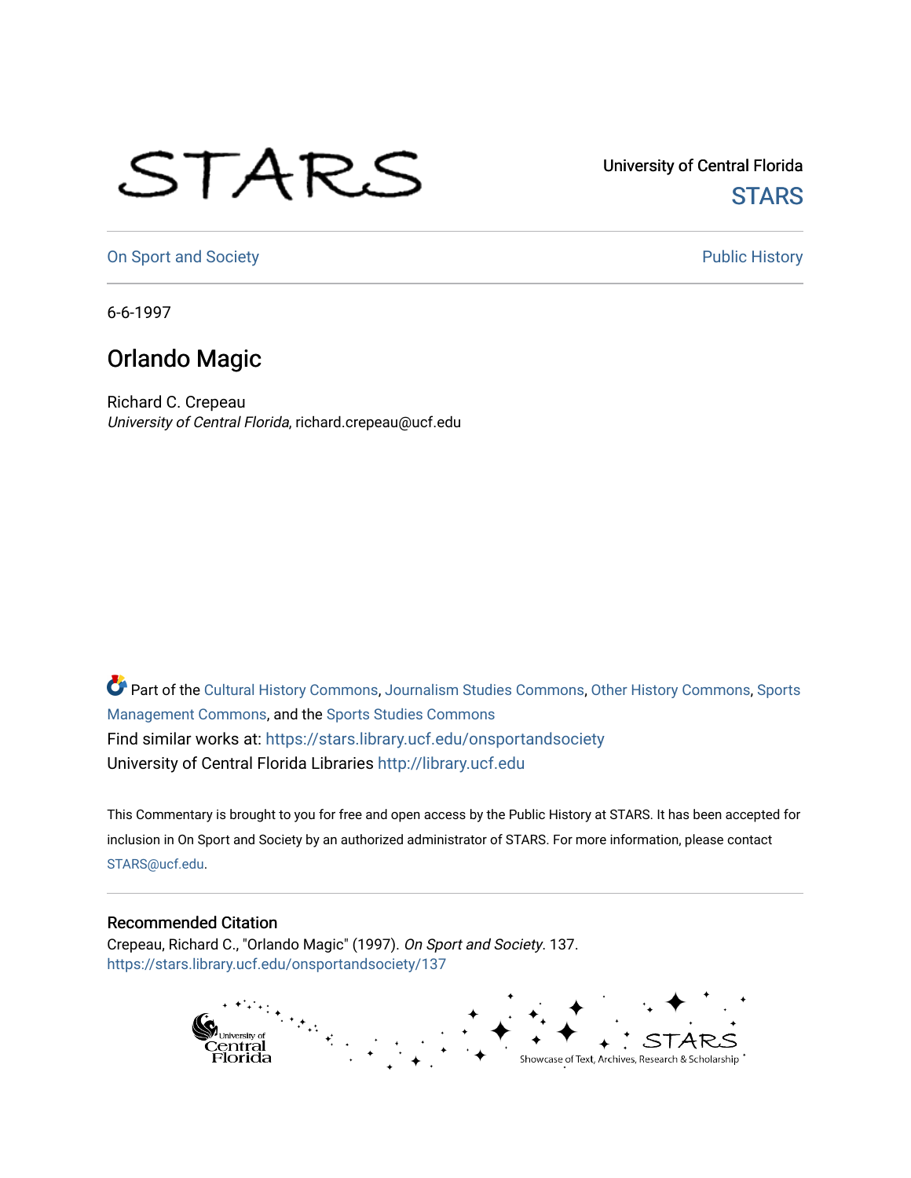University of Central Florida

STARS

On Sport and Society

Public History

6-6-1997

# Orlando Magic

Richard C. Crepeau
*University of Central Florida*, richard.crepeau@ucf.edu

Part of the Cultural History Commons, Journalism Studies Commons, Other History Commons, Sports Management Commons, and the Sports Studies Commons
Find similar works at: https://stars.library.ucf.edu/onsportandsociety
University of Central Florida Libraries http://library.ucf.edu

This Commentary is brought to you for free and open access by the Public History at STARS. It has been accepted for inclusion in On Sport and Society by an authorized administrator of STARS. For more information, please contact STARS@ucf.edu.

## Recommended Citation

Crepeau, Richard C., "Orlando Magic" (1997). *On Sport and Society*. 137.
https://stars.library.ucf.edu/onsportandsociety/137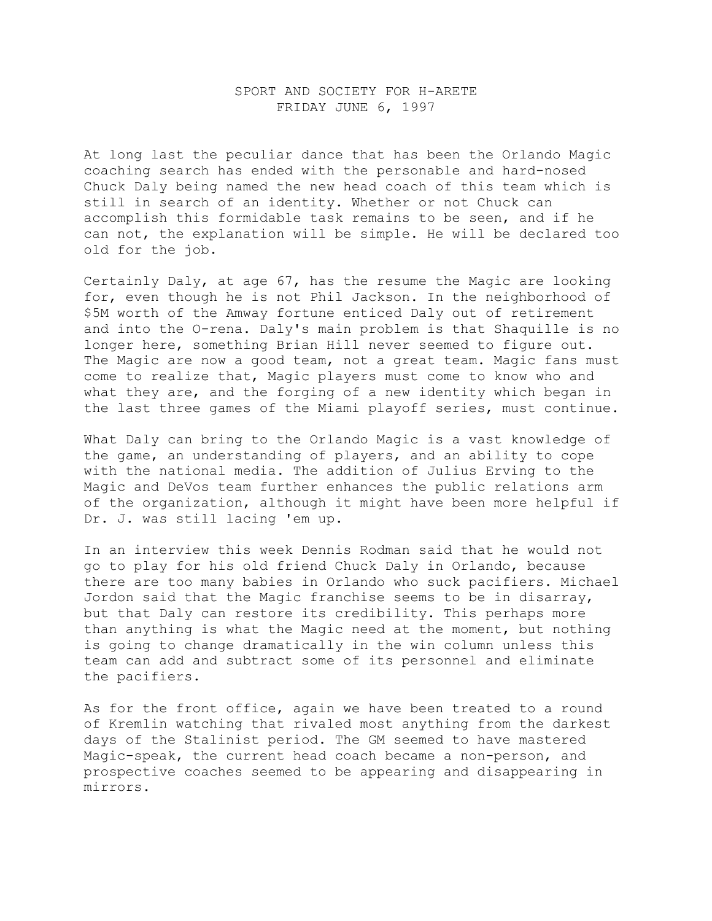SPORT AND SOCIETY FOR H-ARETE
FRIDAY JUNE 6, 1997

At long last the peculiar dance that has been the Orlando Magic coaching search has ended with the personable and hard-nosed Chuck Daly being named the new head coach of this team which is still in search of an identity. Whether or not Chuck can accomplish this formidable task remains to be seen, and if he can not, the explanation will be simple. He will be declared too old for the job.

Certainly Daly, at age 67, has the resume the Magic are looking for, even though he is not Phil Jackson. In the neighborhood of $5M worth of the Amway fortune enticed Daly out of retirement and into the O-rena. Daly's main problem is that Shaquille is no longer here, something Brian Hill never seemed to figure out. The Magic are now a good team, not a great team. Magic fans must come to realize that, Magic players must come to know who and what they are, and the forging of a new identity which began in the last three games of the Miami playoff series, must continue.

What Daly can bring to the Orlando Magic is a vast knowledge of the game, an understanding of players, and an ability to cope with the national media. The addition of Julius Erving to the Magic and DeVos team further enhances the public relations arm of the organization, although it might have been more helpful if Dr. J. was still lacing 'em up.

In an interview this week Dennis Rodman said that he would not go to play for his old friend Chuck Daly in Orlando, because there are too many babies in Orlando who suck pacifiers. Michael Jordon said that the Magic franchise seems to be in disarray, but that Daly can restore its credibility. This perhaps more than anything is what the Magic need at the moment, but nothing is going to change dramatically in the win column unless this team can add and subtract some of its personnel and eliminate the pacifiers.

As for the front office, again we have been treated to a round of Kremlin watching that rivaled most anything from the darkest days of the Stalinist period. The GM seemed to have mastered Magic-speak, the current head coach became a non-person, and prospective coaches seemed to be appearing and disappearing in mirrors.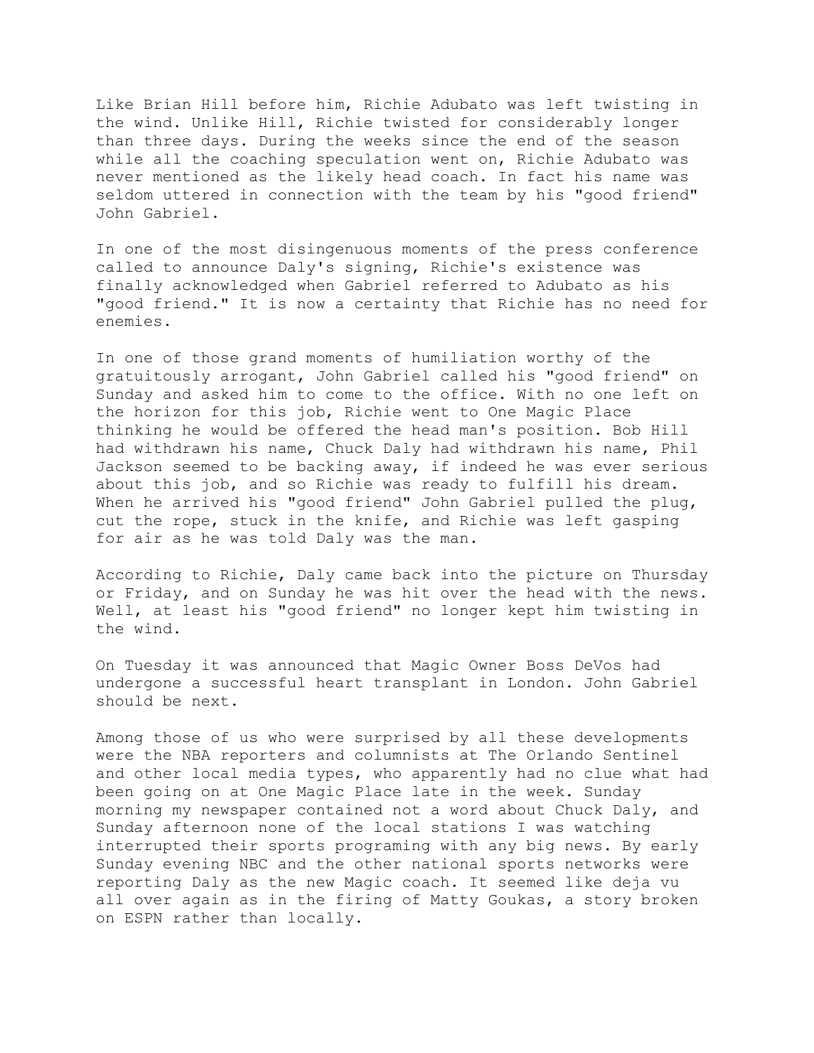Like Brian Hill before him, Richie Adubato was left twisting in the wind. Unlike Hill, Richie twisted for considerably longer than three days. During the weeks since the end of the season while all the coaching speculation went on, Richie Adubato was never mentioned as the likely head coach. In fact his name was seldom uttered in connection with the team by his "good friend" John Gabriel.

In one of the most disingenuous moments of the press conference called to announce Daly's signing, Richie's existence was finally acknowledged when Gabriel referred to Adubato as his "good friend." It is now a certainty that Richie has no need for enemies.

In one of those grand moments of humiliation worthy of the gratuitously arrogant, John Gabriel called his "good friend" on Sunday and asked him to come to the office. With no one left on the horizon for this job, Richie went to One Magic Place thinking he would be offered the head man's position. Bob Hill had withdrawn his name, Chuck Daly had withdrawn his name, Phil Jackson seemed to be backing away, if indeed he was ever serious about this job, and so Richie was ready to fulfill his dream. When he arrived his "good friend" John Gabriel pulled the plug, cut the rope, stuck in the knife, and Richie was left gasping for air as he was told Daly was the man.

According to Richie, Daly came back into the picture on Thursday or Friday, and on Sunday he was hit over the head with the news. Well, at least his "good friend" no longer kept him twisting in the wind.

On Tuesday it was announced that Magic Owner Boss DeVos had undergone a successful heart transplant in London. John Gabriel should be next.

Among those of us who were surprised by all these developments were the NBA reporters and columnists at The Orlando Sentinel and other local media types, who apparently had no clue what had been going on at One Magic Place late in the week. Sunday morning my newspaper contained not a word about Chuck Daly, and Sunday afternoon none of the local stations I was watching interrupted their sports programing with any big news. By early Sunday evening NBC and the other national sports networks were reporting Daly as the new Magic coach. It seemed like deja vu all over again as in the firing of Matty Goukas, a story broken on ESPN rather than locally.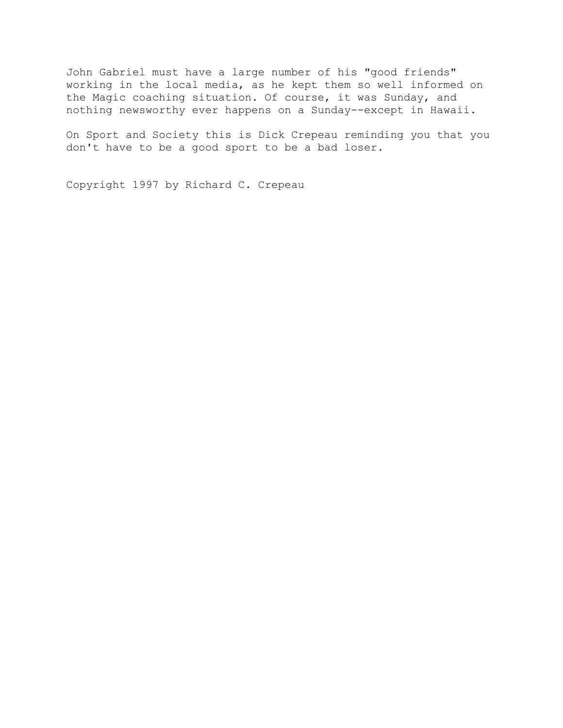John Gabriel must have a large number of his "good friends" working in the local media, as he kept them so well informed on the Magic coaching situation. Of course, it was Sunday, and nothing newsworthy ever happens on a Sunday--except in Hawaii.

On Sport and Society this is Dick Crepeau reminding you that you don't have to be a good sport to be a bad loser.

Copyright 1997 by Richard C. Crepeau